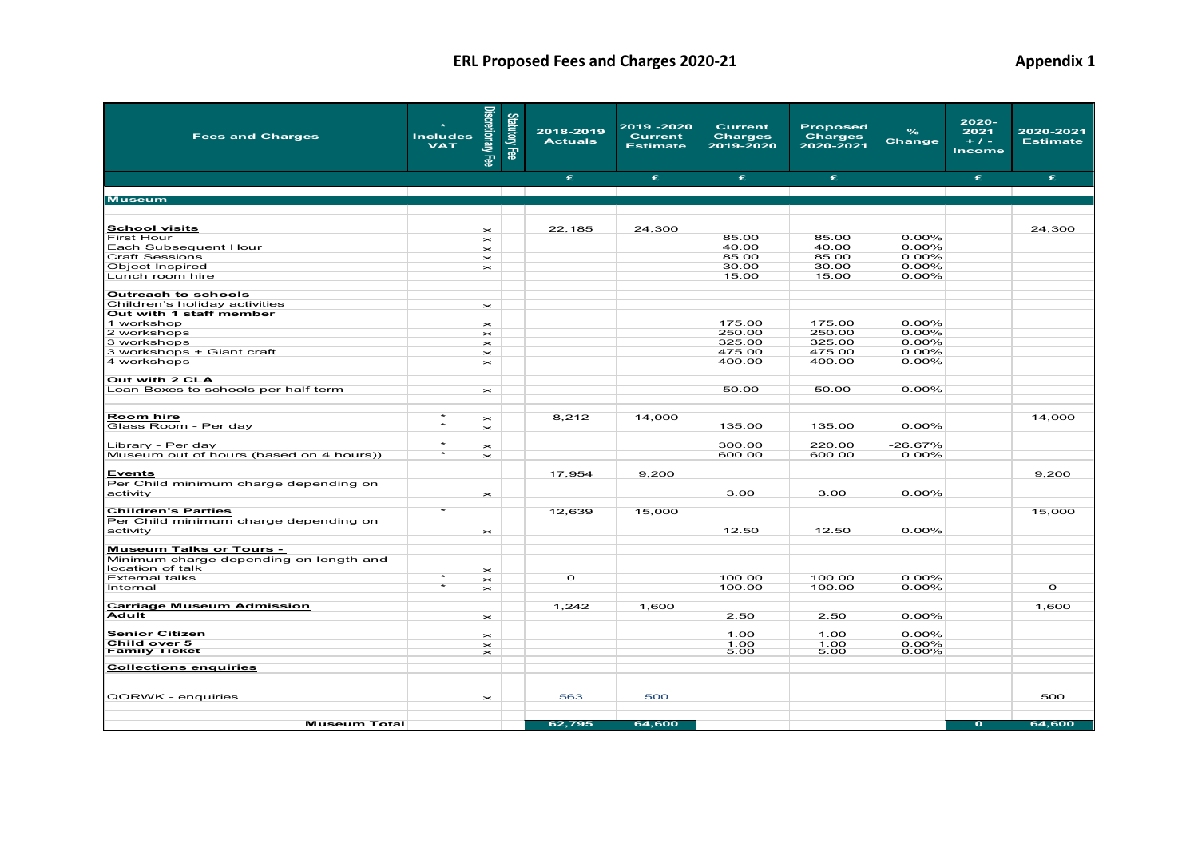# ERL Proposed Fees and Charges 2020-21

Appendix 1

| Fees and Charges | * Includes VAT | Discretionary Fee | Statutory Fee | 2018-2019 Actuals | 2019 -2020 Current Estimate | Current Charges 2019-2020 | Proposed Charges 2020-2021 | % Change | 2020-2021 + / - Income | 2020-2021 Estimate |
|---|---|---|---|---|---|---|---|---|---|---|
| | | | | £ | £ | £ | £ | | £ | £ |
| **Museum** | | | | | | | | | | |
| **School visits** | | x | | 22,185 | 24,300 | | | | | 24,300 |
| First Hour | | x | | | | 85.00 | 85.00 | 0.00% | | |
| Each Subsequent Hour | | x | | | | 40.00 | 40.00 | 0.00% | | |
| Craft Sessions | | x | | | | 85.00 | 85.00 | 0.00% | | |
| Object Inspired | | x | | | | 30.00 | 30.00 | 0.00% | | |
| Lunch room hire | | | | | | 15.00 | 15.00 | 0.00% | | |
| **Outreach to schools** | | | | | | | | | | |
| Children's holiday activities | | x | | | | | | | | |
| **Out with 1 staff member** | | | | | | | | | | |
| 1 workshop | | x | | | | 175.00 | 175.00 | 0.00% | | |
| 2 workshops | | x | | | | 250.00 | 250.00 | 0.00% | | |
| 3 workshops | | x | | | | 325.00 | 325.00 | 0.00% | | |
| 3 workshops + Giant craft | | x | | | | 475.00 | 475.00 | 0.00% | | |
| 4 workshops | | x | | | | 400.00 | 400.00 | 0.00% | | |
| **Out with 2 CLA** | | | | | | | | | | |
| Loan Boxes to schools per half term | | x | | | | 50.00 | 50.00 | 0.00% | | |
| **Room hire** | * | x | | 8,212 | 14,000 | | | | | 14,000 |
| Glass Room - Per day | * | x | | | | 135.00 | 135.00 | 0.00% | | |
| Library - Per day | * | x | | | | 300.00 | 220.00 | -26.67% | | |
| Museum out of hours (based on 4 hours)) | * | x | | | | 600.00 | 600.00 | 0.00% | | |
| **Events** | | | | 17,954 | 9,200 | | | | | 9,200 |
| Per Child minimum charge depending on activity | | x | | | | 3.00 | 3.00 | 0.00% | | |
| **Children's Parties** | * | | | 12,639 | 15,000 | | | | | 15,000 |
| Per Child minimum charge depending on activity | | x | | | | 12.50 | 12.50 | 0.00% | | |
| **Museum Talks or Tours -** | | | | | | | | | | |
| Minimum charge depending on length and location of talk | | x | | | | | | | | |
| External talks | * | x | | 0 | | 100.00 | 100.00 | 0.00% | | |
| Internal | * | x | | | | 100.00 | 100.00 | 0.00% | | 0 |
| **Carriage Museum Admission** | | | | 1,242 | 1,600 | | | | | 1,600 |
| **Adult** | | x | | | | 2.50 | 2.50 | 0.00% | | |
| **Senior Citizen** | | x | | | | 1.00 | 1.00 | 0.00% | | |
| **Child over 5** | | x | | | | 1.00 | 1.00 | 0.00% | | |
| **Family Ticket** | | x | | | | 5.00 | 5.00 | 0.00% | | |
| **Collections enquiries** | | | | | | | | | | |
| QORWK - enquiries | | x | | 563 | 500 | | | | | 500 |
| **Museum Total** | | | | 62,795 | 64,600 | | | | 0 | 64,600 |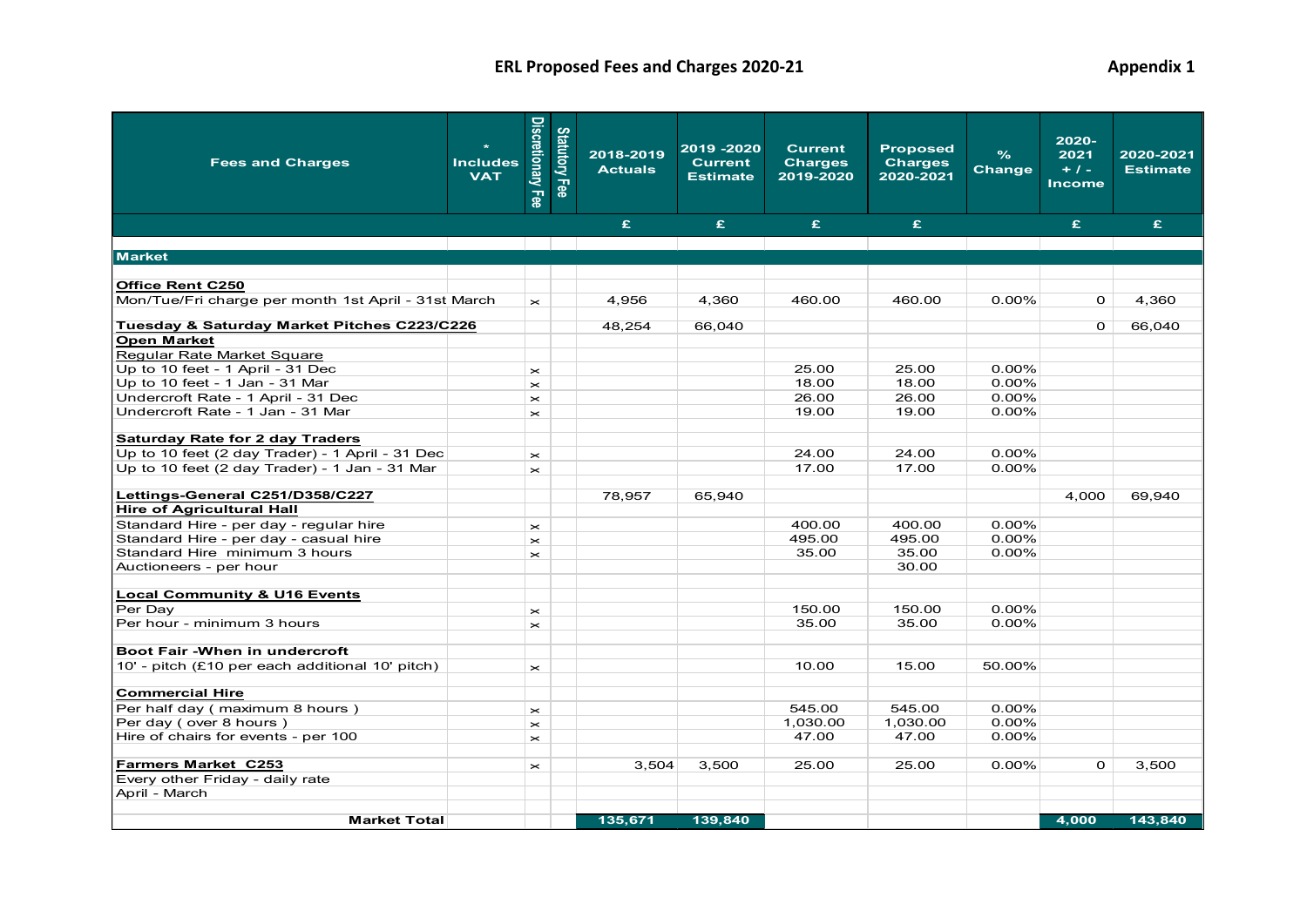**ERL Proposed Fees and Charges 2020-21** **Appendix 1**

| Fees and Charges | * Includes VAT | Discretionary Fee | Statutory Fee | 2018-2019 Actuals | 2019 -2020 Current Estimate | Current Charges 2019-2020 | Proposed Charges 2020-2021 | % Change | 2020-2021 + / - Income | 2020-2021 Estimate |
|---|---|---|---|---|---|---|---|---|---|---|
| | | | | £ | £ | £ | £ | | £ | £ |
| **Market** | | | | | | | | | | |
| **Office Rent C250** | | | | | | | | | | |
| Mon/Tue/Fri charge per month 1st April - 31st March | | x | | 4,956 | 4,360 | 460.00 | 460.00 | 0.00% | 0 | 4,360 |
| **Tuesday & Saturday Market Pitches C223/C226** | | | | 48,254 | 66,040 | | | | 0 | 66,040 |
| **Open Market** | | | | | | | | | | |
| Regular Rate Market Square | | | | | | | | | | |
| Up to 10 feet - 1 April - 31 Dec | | x | | | | 25.00 | 25.00 | 0.00% | | |
| Up to 10 feet - 1 Jan - 31 Mar | | x | | | | 18.00 | 18.00 | 0.00% | | |
| Undercroft Rate - 1 April - 31 Dec | | x | | | | 26.00 | 26.00 | 0.00% | | |
| Undercroft Rate - 1 Jan - 31 Mar | | x | | | | 19.00 | 19.00 | 0.00% | | |
| **Saturday Rate for 2 day Traders** | | | | | | | | | | |
| Up to 10 feet (2 day Trader) - 1 April - 31 Dec | | x | | | | 24.00 | 24.00 | 0.00% | | |
| Up to 10 feet (2 day Trader) - 1 Jan - 31 Mar | | x | | | | 17.00 | 17.00 | 0.00% | | |
| **Lettings-General C251/D358/C227** | | | | 78,957 | 65,940 | | | | 4,000 | 69,940 |
| **Hire of Agricultural Hall** | | | | | | | | | | |
| Standard Hire - per day - regular hire | | x | | | | 400.00 | 400.00 | 0.00% | | |
| Standard Hire - per day - casual hire | | x | | | | 495.00 | 495.00 | 0.00% | | |
| Standard Hire minimum 3 hours | | x | | | | 35.00 | 35.00 | 0.00% | | |
| Auctioneers - per hour | | | | | | | 30.00 | | | |
| **Local Community & U16 Events** | | | | | | | | | | |
| Per Day | | x | | | | 150.00 | 150.00 | 0.00% | | |
| Per hour - minimum 3 hours | | x | | | | 35.00 | 35.00 | 0.00% | | |
| **Boot Fair -When in undercroft** | | | | | | | | | | |
| 10' - pitch (£10 per each additional 10' pitch) | | x | | | | 10.00 | 15.00 | 50.00% | | |
| **Commercial Hire** | | | | | | | | | | |
| Per half day ( maximum 8 hours ) | | x | | | | 545.00 | 545.00 | 0.00% | | |
| Per day ( over 8 hours ) | | x | | | | 1,030.00 | 1,030.00 | 0.00% | | |
| Hire of chairs for events - per 100 | | x | | | | 47.00 | 47.00 | 0.00% | | |
| **Farmers Market C253** | | x | | 3,504 | 3,500 | 25.00 | 25.00 | 0.00% | 0 | 3,500 |
| Every other Friday - daily rate | | | | | | | | | | |
| April - March | | | | | | | | | | |
| **Market Total** | | | | **135,671** | **139,840** | | | | **4,000** | **143,840** |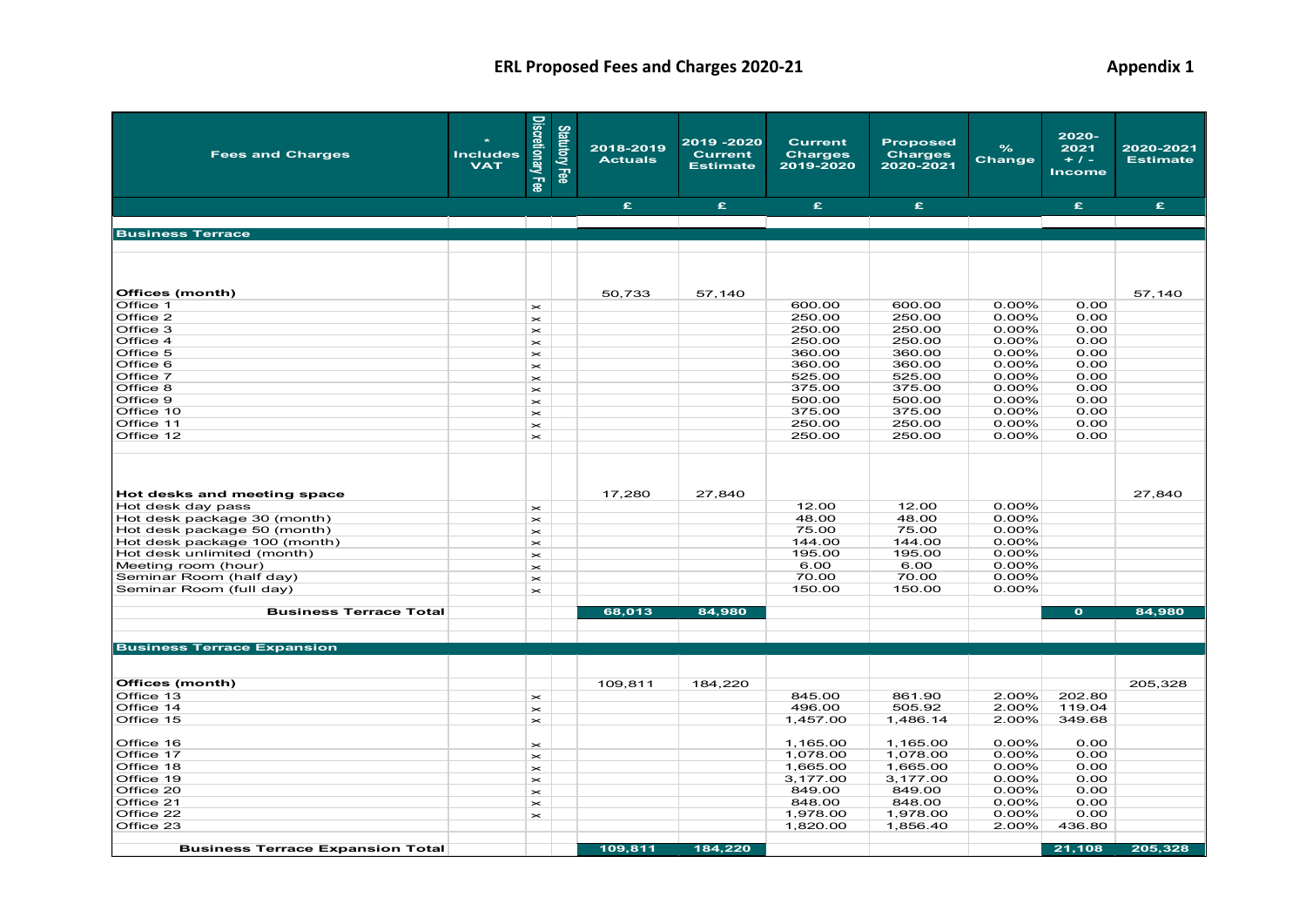# ERL Proposed Fees and Charges 2020-21

**Appendix 1**

| Fees and Charges | * Includes VAT | Discretionary Fee | Statutory Fee | 2018-2019 Actuals | 2019 -2020 Current Estimate | Current Charges 2019-2020 | Proposed Charges 2020-2021 | % Change | 2020-2021 + / - Income | 2020-2021 Estimate |
|---|---|---|---|---|---|---|---|---|---|---|
| | | | | £ | £ | £ | £ | | £ | £ |
| **Business Terrace** | | | | | | | | | | |
| **Offices (month)** | | | | 50,733 | 57,140 | | | | | 57,140 |
| Office 1 | | x | | | | 600.00 | 600.00 | 0.00% | 0.00 | |
| Office 2 | | x | | | | 250.00 | 250.00 | 0.00% | 0.00 | |
| Office 3 | | x | | | | 250.00 | 250.00 | 0.00% | 0.00 | |
| Office 4 | | x | | | | 250.00 | 250.00 | 0.00% | 0.00 | |
| Office 5 | | x | | | | 360.00 | 360.00 | 0.00% | 0.00 | |
| Office 6 | | x | | | | 360.00 | 360.00 | 0.00% | 0.00 | |
| Office 7 | | x | | | | 525.00 | 525.00 | 0.00% | 0.00 | |
| Office 8 | | x | | | | 375.00 | 375.00 | 0.00% | 0.00 | |
| Office 9 | | x | | | | 500.00 | 500.00 | 0.00% | 0.00 | |
| Office 10 | | x | | | | 375.00 | 375.00 | 0.00% | 0.00 | |
| Office 11 | | x | | | | 250.00 | 250.00 | 0.00% | 0.00 | |
| Office 12 | | x | | | | 250.00 | 250.00 | 0.00% | 0.00 | |
| **Hot desks and meeting space** | | | | 17,280 | 27,840 | | | | | 27,840 |
| Hot desk day pass | | x | | | | 12.00 | 12.00 | 0.00% | | |
| Hot desk package 30 (month) | | x | | | | 48.00 | 48.00 | 0.00% | | |
| Hot desk package 50 (month) | | x | | | | 75.00 | 75.00 | 0.00% | | |
| Hot desk package 100 (month) | | x | | | | 144.00 | 144.00 | 0.00% | | |
| Hot desk unlimited (month) | | x | | | | 195.00 | 195.00 | 0.00% | | |
| Meeting room (hour) | | x | | | | 6.00 | 6.00 | 0.00% | | |
| Seminar Room (half day) | | x | | | | 70.00 | 70.00 | 0.00% | | |
| Seminar Room (full day) | | x | | | | 150.00 | 150.00 | 0.00% | | |
| **Business Terrace Total** | | | | **68,013** | **84,980** | | | | **0** | **84,980** |
| **Business Terrace Expansion** | | | | | | | | | | |
| **Offices (month)** | | | | 109,811 | 184,220 | | | | | 205,328 |
| Office 13 | | x | | | | 845.00 | 861.90 | 2.00% | 202.80 | |
| Office 14 | | x | | | | 496.00 | 505.92 | 2.00% | 119.04 | |
| Office 15 | | x | | | | 1,457.00 | 1,486.14 | 2.00% | 349.68 | |
| Office 16 | | x | | | | 1,165.00 | 1,165.00 | 0.00% | 0.00 | |
| Office 17 | | x | | | | 1,078.00 | 1,078.00 | 0.00% | 0.00 | |
| Office 18 | | x | | | | 1,665.00 | 1,665.00 | 0.00% | 0.00 | |
| Office 19 | | x | | | | 3,177.00 | 3,177.00 | 0.00% | 0.00 | |
| Office 20 | | x | | | | 849.00 | 849.00 | 0.00% | 0.00 | |
| Office 21 | | x | | | | 848.00 | 848.00 | 0.00% | 0.00 | |
| Office 22 | | x | | | | 1,978.00 | 1,978.00 | 0.00% | 0.00 | |
| Office 23 | | | | | | 1,820.00 | 1,856.40 | 2.00% | 436.80 | |
| **Business Terrace Expansion Total** | | | | **109,811** | **184,220** | | | | **21,108** | **205,328** |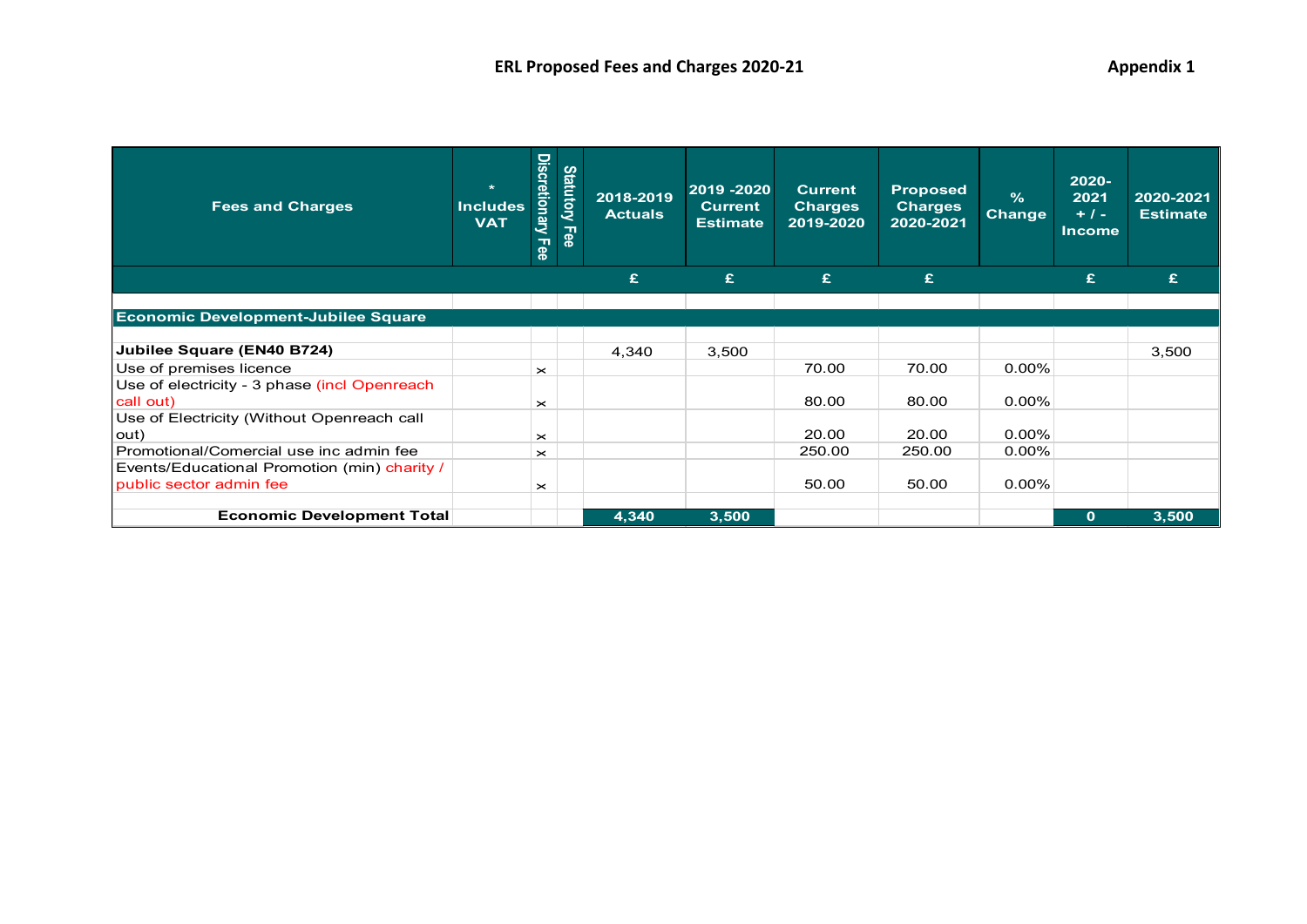## ERL Proposed Fees and Charges 2020-21

**Appendix 1**

| Fees and Charges | * Includes VAT | Discretionary Fee | Statutory Fee | 2018-2019 Actuals | 2019 -2020 Current Estimate | Current Charges 2019-2020 | Proposed Charges 2020-2021 | % Change | 2020-2021 + / - Income | 2020-2021 Estimate |
|---|---|---|---|---|---|---|---|---|---|---|
| | | | | £ | £ | £ | £ | | £ | £ |
| **Economic Development-Jubilee Square** | | | | | | | | | | |
| **Jubilee Square (EN40 B724)** | | | | 4,340 | 3,500 | | | | | 3,500 |
| Use of premises licence | | x | | | | 70.00 | 70.00 | 0.00% | | |
| Use of electricity - 3 phase (incl Openreach call out) | | x | | | | 80.00 | 80.00 | 0.00% | | |
| Use of Electricity (Without Openreach call out) | | x | | | | 20.00 | 20.00 | 0.00% | | |
| Promotional/Comercial use inc admin fee | | x | | | | 250.00 | 250.00 | 0.00% | | |
| Events/Educational Promotion (min) charity / public sector admin fee | | x | | | | 50.00 | 50.00 | 0.00% | | |
| **Economic Development Total** | | | | **4,340** | **3,500** | | | | **0** | **3,500** |